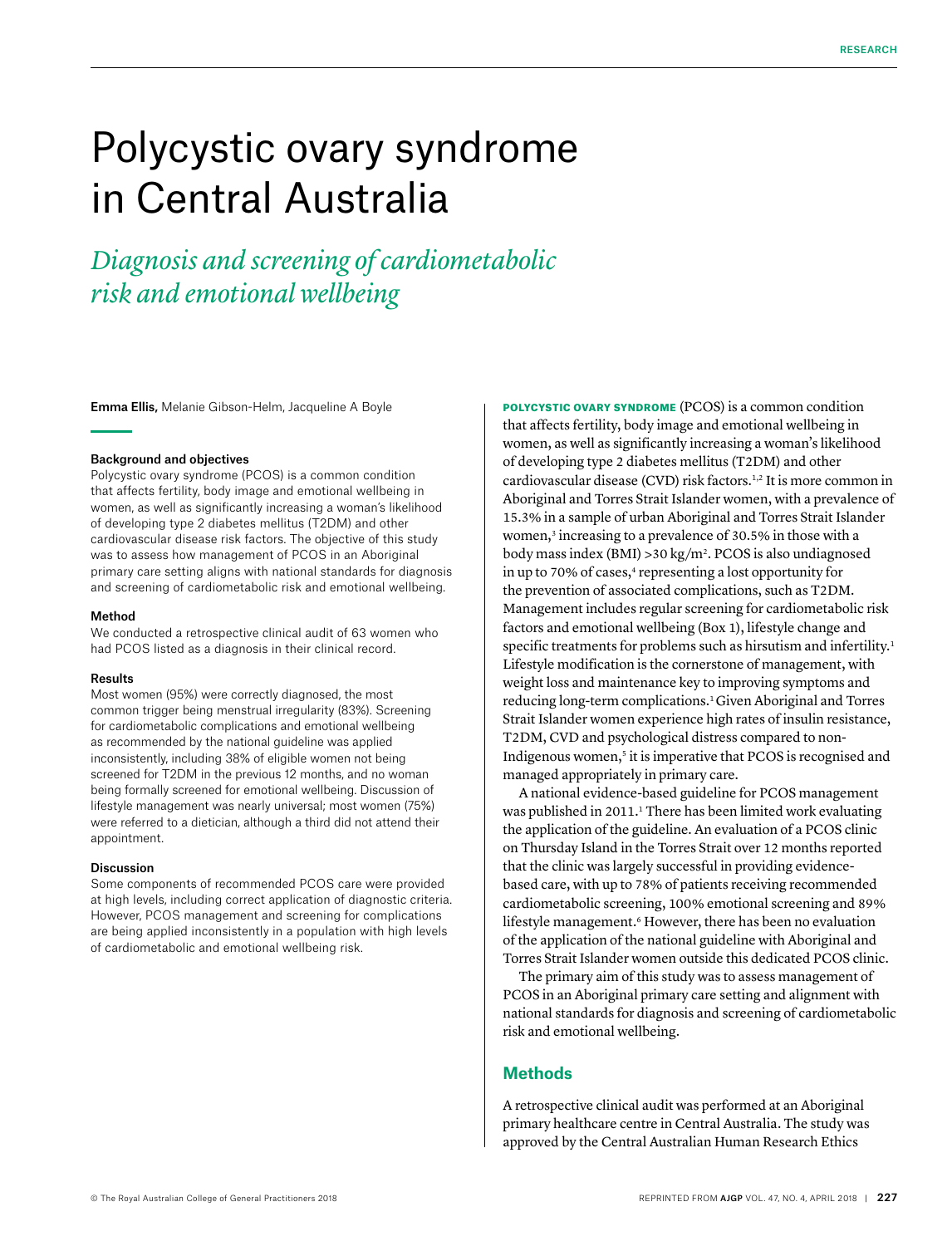# Polycystic ovary syndrome in Central Australia

## *Diagnosis and screening of cardiometabolic risk and emotional wellbeing*

**Emma Ellis,** Melanie Gibson-Helm, Jacqueline A Boyle

### Background and objectives

Polycystic ovary syndrome (PCOS) is a common condition that affects fertility, body image and emotional wellbeing in women, as well as significantly increasing a woman's likelihood of developing type 2 diabetes mellitus (T2DM) and other cardiovascular disease risk factors. The objective of this study was to assess how management of PCOS in an Aboriginal primary care setting aligns with national standards for diagnosis and screening of cardiometabolic risk and emotional wellbeing.

### Method

We conducted a retrospective clinical audit of 63 women who had PCOS listed as a diagnosis in their clinical record.

### Results

Most women (95%) were correctly diagnosed, the most common trigger being menstrual irregularity (83%). Screening for cardiometabolic complications and emotional wellbeing as recommended by the national guideline was applied inconsistently, including 38% of eligible women not being screened for T2DM in the previous 12 months, and no woman being formally screened for emotional wellbeing. Discussion of lifestyle management was nearly universal; most women (75%) were referred to a dietician, although a third did not attend their appointment.

### Discussion

Some components of recommended PCOS care were provided at high levels, including correct application of diagnostic criteria. However, PCOS management and screening for complications are being applied inconsistently in a population with high levels of cardiometabolic and emotional wellbeing risk.

**POLYCYSTIC OVARY SYNDROME** (PCOS) is a common condition that affects fertility, body image and emotional wellbeing in women, as well as significantly increasing a woman's likelihood of developing type 2 diabetes mellitus (T2DM) and other cardiovascular disease (CVD) risk factors.[1,2] It is more common in Aboriginal and Torres Strait Islander women, with a prevalence of 15.3% in a sample of urban Aboriginal and Torres Strait Islander women,[3] increasing to a prevalence of 30.5% in those with a body mass index (BMI) >30 kg/m$^2$. PCOS is also undiagnosed in up to 70% of cases,[4] representing a lost opportunity for the prevention of associated complications, such as T2DM. Management includes regular screening for cardiometabolic risk factors and emotional wellbeing (Box 1), lifestyle change and specific treatments for problems such as hirsutism and infertility.[1] Lifestyle modification is the cornerstone of management, with weight loss and maintenance key to improving symptoms and reducing long-term complications.[1] Given Aboriginal and Torres Strait Islander women experience high rates of insulin resistance, T2DM, CVD and psychological distress compared to non-Indigenous women,[5] it is imperative that PCOS is recognised and managed appropriately in primary care.

A national evidence-based guideline for PCOS management was published in 2011.[1] There has been limited work evaluating the application of the guideline. An evaluation of a PCOS clinic on Thursday Island in the Torres Strait over 12 months reported that the clinic was largely successful in providing evidence-based care, with up to 78% of patients receiving recommended cardiometabolic screening, 100% emotional screening and 89% lifestyle management.[6] However, there has been no evaluation of the application of the national guideline with Aboriginal and Torres Strait Islander women outside this dedicated PCOS clinic.

The primary aim of this study was to assess management of PCOS in an Aboriginal primary care setting and alignment with national standards for diagnosis and screening of cardiometabolic risk and emotional wellbeing.

## Methods

A retrospective clinical audit was performed at an Aboriginal primary healthcare centre in Central Australia. The study was approved by the Central Australian Human Research Ethics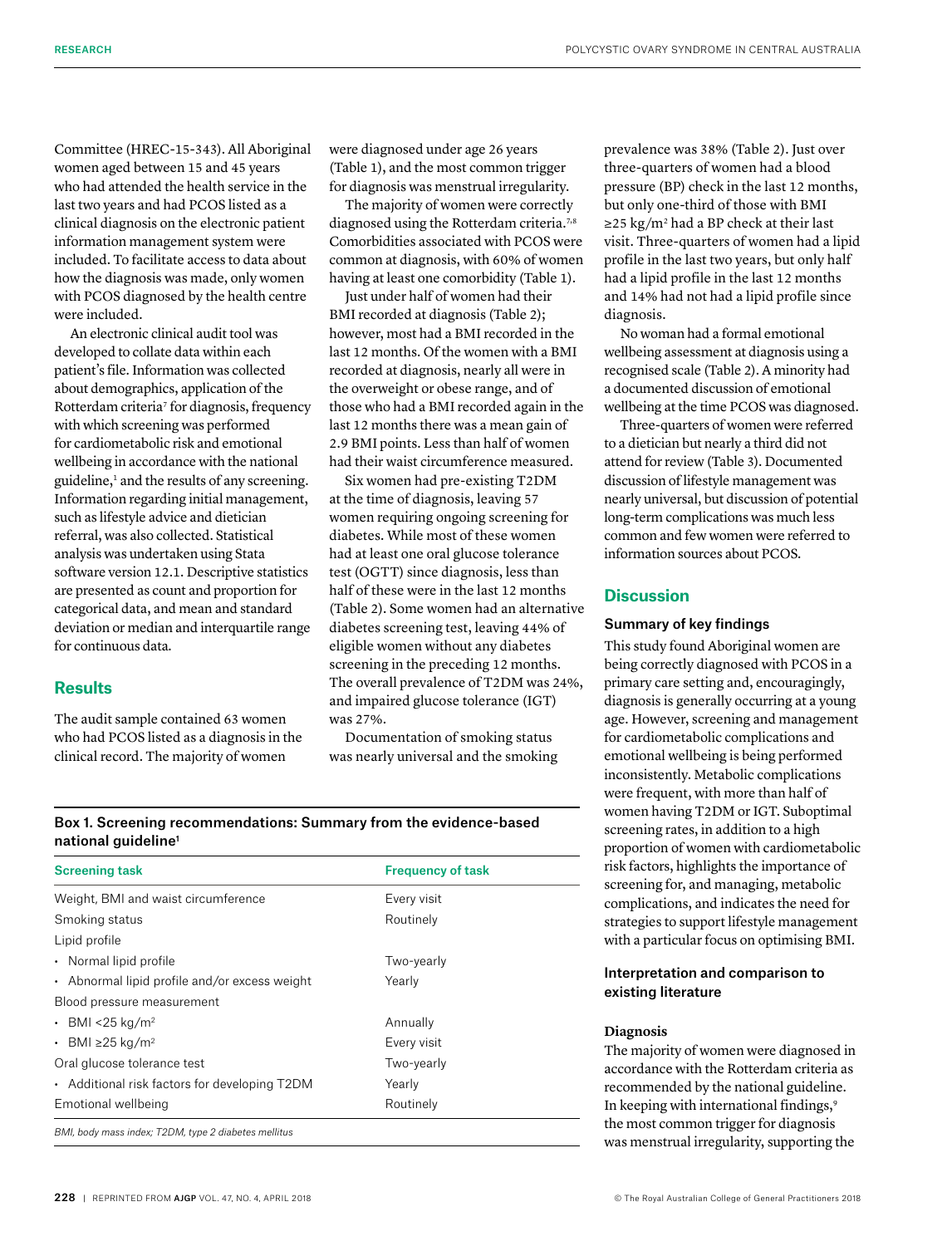Committee (HREC-15-343). All Aboriginal women aged between 15 and 45 years who had attended the health service in the last two years and had PCOS listed as a clinical diagnosis on the electronic patient information management system were included. To facilitate access to data about how the diagnosis was made, only women with PCOS diagnosed by the health centre were included.

An electronic clinical audit tool was developed to collate data within each patient's file. Information was collected about demographics, application of the Rotterdam criteria[7] for diagnosis, frequency with which screening was performed for cardiometabolic risk and emotional wellbeing in accordance with the national guideline,[1] and the results of any screening. Information regarding initial management, such as lifestyle advice and dietician referral, was also collected. Statistical analysis was undertaken using Stata software version 12.1. Descriptive statistics are presented as count and proportion for categorical data, and mean and standard deviation or median and interquartile range for continuous data.

## Results

The audit sample contained 63 women who had PCOS listed as a diagnosis in the clinical record. The majority of women were diagnosed under age 26 years (Table 1), and the most common trigger for diagnosis was menstrual irregularity.

The majority of women were correctly diagnosed using the Rotterdam criteria.[7,8] Comorbidities associated with PCOS were common at diagnosis, with 60% of women having at least one comorbidity (Table 1).

Just under half of women had their BMI recorded at diagnosis (Table 2); however, most had a BMI recorded in the last 12 months. Of the women with a BMI recorded at diagnosis, nearly all were in the overweight or obese range, and of those who had a BMI recorded again in the last 12 months there was a mean gain of 2.9 BMI points. Less than half of women had their waist circumference measured.

Six women had pre-existing T2DM at the time of diagnosis, leaving 57 women requiring ongoing screening for diabetes. While most of these women had at least one oral glucose tolerance test (OGTT) since diagnosis, less than half of these were in the last 12 months (Table 2). Some women had an alternative diabetes screening test, leaving 44% of eligible women without any diabetes screening in the preceding 12 months. The overall prevalence of T2DM was 24%, and impaired glucose tolerance (IGT) was 27%.

Documentation of smoking status was nearly universal and the smoking prevalence was 38% (Table 2). Just over three-quarters of women had a blood pressure (BP) check in the last 12 months, but only one-third of those with BMI ≥25 kg/m$^2$ had a BP check at their last visit. Three-quarters of women had a lipid profile in the last two years, but only half had a lipid profile in the last 12 months and 14% had not had a lipid profile since diagnosis.

No woman had a formal emotional wellbeing assessment at diagnosis using a recognised scale (Table 2). A minority had a documented discussion of emotional wellbeing at the time PCOS was diagnosed.

Three-quarters of women were referred to a dietician but nearly a third did not attend for review (Table 3). Documented discussion of lifestyle management was nearly universal, but discussion of potential long-term complications was much less common and few women were referred to information sources about PCOS.

**Box 1. Screening recommendations: Summary from the evidence-based national guideline[1]**

| Screening task | Frequency of task |
|---|---|
| Weight, BMI and waist circumference | Every visit |
| Smoking status | Routinely |
| Lipid profile | |
| • Normal lipid profile | Two-yearly |
| • Abnormal lipid profile and/or excess weight | Yearly |
| Blood pressure measurement | |
| • BMI <25 kg/m$^2$ | Annually |
| • BMI ≥25 kg/m$^2$ | Every visit |
| Oral glucose tolerance test | Two-yearly |
| • Additional risk factors for developing T2DM | Yearly |
| Emotional wellbeing | Routinely |

*BMI, body mass index; T2DM, type 2 diabetes mellitus*

## Discussion

### Summary of key findings

This study found Aboriginal women are being correctly diagnosed with PCOS in a primary care setting and, encouragingly, diagnosis is generally occurring at a young age. However, screening and management for cardiometabolic complications and emotional wellbeing is being performed inconsistently. Metabolic complications were frequent, with more than half of women having T2DM or IGT. Suboptimal screening rates, in addition to a high proportion of women with cardiometabolic risk factors, highlights the importance of screening for, and managing, metabolic complications, and indicates the need for strategies to support lifestyle management with a particular focus on optimising BMI.

### Interpretation and comparison to existing literature

#### Diagnosis

The majority of women were diagnosed in accordance with the Rotterdam criteria as recommended by the national guideline. In keeping with international findings,[9] the most common trigger for diagnosis was menstrual irregularity, supporting the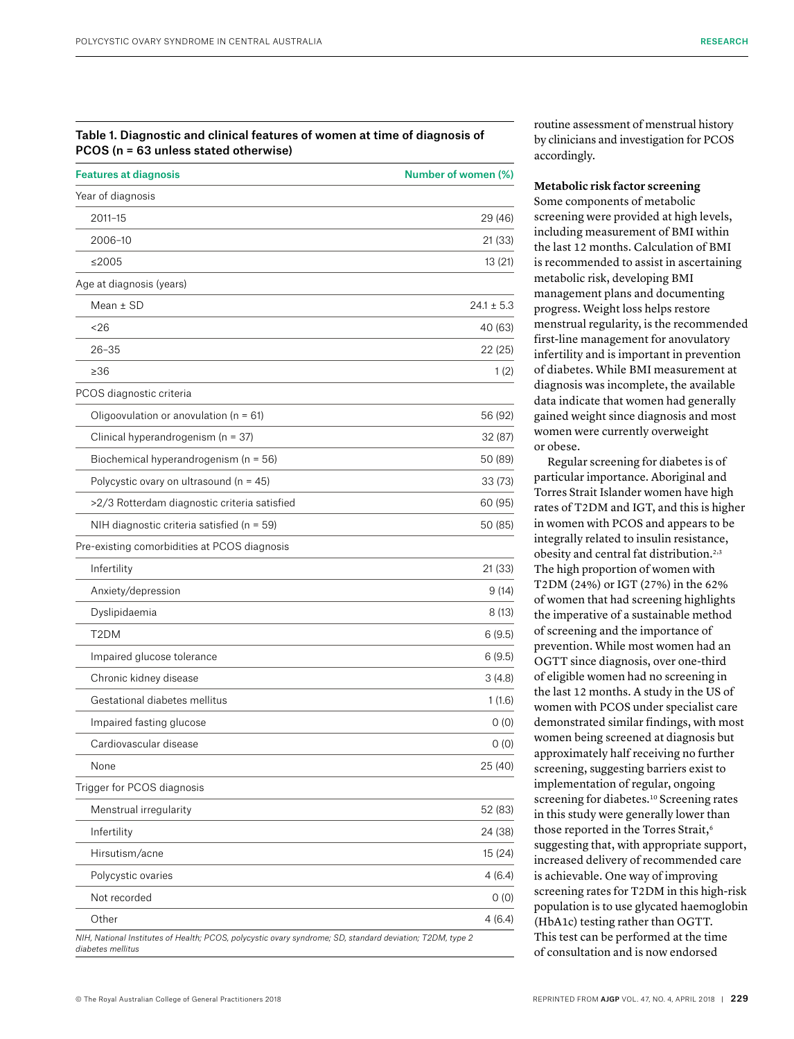**Table 1. Diagnostic and clinical features of women at time of diagnosis of PCOS (n = 63 unless stated otherwise)**

| Features at diagnosis | Number of women (%) |
|---|---|
| Year of diagnosis | |
| 2011–15 | 29 (46) |
| 2006–10 | 21 (33) |
| ≤2005 | 13 (21) |
| Age at diagnosis (years) | |
| Mean ± SD | 24.1 ± 5.3 |
| <26 | 40 (63) |
| 26–35 | 22 (25) |
| ≥36 | 1 (2) |
| PCOS diagnostic criteria | |
| Oligoovulation or anovulation (n = 61) | 56 (92) |
| Clinical hyperandrogenism (n = 37) | 32 (87) |
| Biochemical hyperandrogenism (n = 56) | 50 (89) |
| Polycystic ovary on ultrasound (n = 45) | 33 (73) |
| >2/3 Rotterdam diagnostic criteria satisfied | 60 (95) |
| NIH diagnostic criteria satisfied (n = 59) | 50 (85) |
| Pre-existing comorbidities at PCOS diagnosis | |
| Infertility | 21 (33) |
| Anxiety/depression | 9 (14) |
| Dyslipidaemia | 8 (13) |
| T2DM | 6 (9.5) |
| Impaired glucose tolerance | 6 (9.5) |
| Chronic kidney disease | 3 (4.8) |
| Gestational diabetes mellitus | 1 (1.6) |
| Impaired fasting glucose | 0 (0) |
| Cardiovascular disease | 0 (0) |
| None | 25 (40) |
| Trigger for PCOS diagnosis | |
| Menstrual irregularity | 52 (83) |
| Infertility | 24 (38) |
| Hirsutism/acne | 15 (24) |
| Polycystic ovaries | 4 (6.4) |
| Not recorded | 0 (0) |
| Other | 4 (6.4) |

*NIH, National Institutes of Health; PCOS, polycystic ovary syndrome; SD, standard deviation; T2DM, type 2 diabetes mellitus*

routine assessment of menstrual history by clinicians and investigation for PCOS accordingly.

**Metabolic risk factor screening**

Some components of metabolic screening were provided at high levels, including measurement of BMI within the last 12 months. Calculation of BMI is recommended to assist in ascertaining metabolic risk, developing BMI management plans and documenting progress. Weight loss helps restore menstrual regularity, is the recommended first-line management for anovulatory infertility and is important in prevention of diabetes. While BMI measurement at diagnosis was incomplete, the available data indicate that women had generally gained weight since diagnosis and most women were currently overweight or obese.

Regular screening for diabetes is of particular importance. Aboriginal and Torres Strait Islander women have high rates of T2DM and IGT, and this is higher in women with PCOS and appears to be integrally related to insulin resistance, obesity and central fat distribution.[2,3] The high proportion of women with T2DM (24%) or IGT (27%) in the 62% of women that had screening highlights the imperative of a sustainable method of screening and the importance of prevention. While most women had an OGTT since diagnosis, over one-third of eligible women had no screening in the last 12 months. A study in the US of women with PCOS under specialist care demonstrated similar findings, with most women being screened at diagnosis but approximately half receiving no further screening, suggesting barriers exist to implementation of regular, ongoing screening for diabetes.[10] Screening rates in this study were generally lower than those reported in the Torres Strait,[6] suggesting that, with appropriate support, increased delivery of recommended care is achievable. One way of improving screening rates for T2DM in this high-risk population is to use glycated haemoglobin (HbA1c) testing rather than OGTT. This test can be performed at the time of consultation and is now endorsed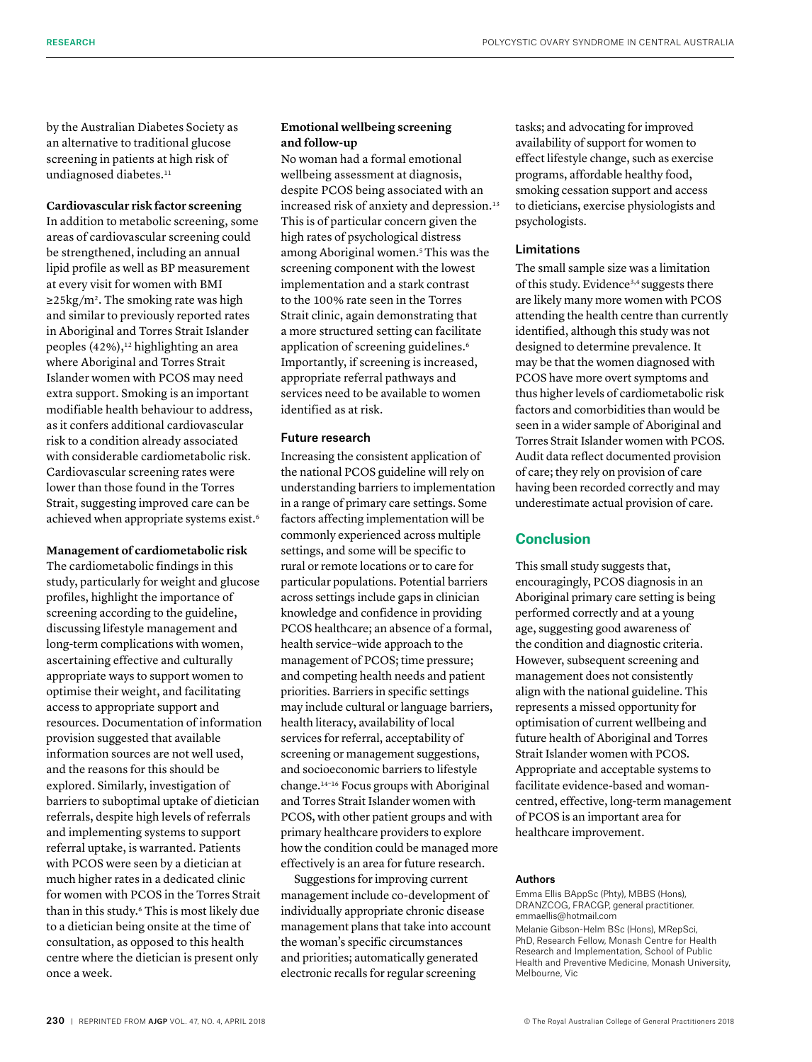by the Australian Diabetes Society as an alternative to traditional glucose screening in patients at high risk of undiagnosed diabetes.[11]

**Cardiovascular risk factor screening**

In addition to metabolic screening, some areas of cardiovascular screening could be strengthened, including an annual lipid profile as well as BP measurement at every visit for women with BMI $\geq 25 kg/m^2$. The smoking rate was high and similar to previously reported rates in Aboriginal and Torres Strait Islander peoples (42%),[12] highlighting an area where Aboriginal and Torres Strait Islander women with PCOS may need extra support. Smoking is an important modifiable health behaviour to address, as it confers additional cardiovascular risk to a condition already associated with considerable cardiometabolic risk. Cardiovascular screening rates were lower than those found in the Torres Strait, suggesting improved care can be achieved when appropriate systems exist.[6]

**Management of cardiometabolic risk**

The cardiometabolic findings in this study, particularly for weight and glucose profiles, highlight the importance of screening according to the guideline, discussing lifestyle management and long-term complications with women, ascertaining effective and culturally appropriate ways to support women to optimise their weight, and facilitating access to appropriate support and resources. Documentation of information provision suggested that available information sources are not well used, and the reasons for this should be explored. Similarly, investigation of barriers to suboptimal uptake of dietician referrals, despite high levels of referrals and implementing systems to support referral uptake, is warranted. Patients with PCOS were seen by a dietician at much higher rates in a dedicated clinic for women with PCOS in the Torres Strait than in this study.[6] This is most likely due to a dietician being onsite at the time of consultation, as opposed to this health centre where the dietician is present only once a week.

**Emotional wellbeing screening and follow-up**

No woman had a formal emotional wellbeing assessment at diagnosis, despite PCOS being associated with an increased risk of anxiety and depression.[13] This is of particular concern given the high rates of psychological distress among Aboriginal women.[5] This was the screening component with the lowest implementation and a stark contrast to the 100% rate seen in the Torres Strait clinic, again demonstrating that a more structured setting can facilitate application of screening guidelines.[6] Importantly, if screening is increased, appropriate referral pathways and services need to be available to women identified as at risk.

### Future research

Increasing the consistent application of the national PCOS guideline will rely on understanding barriers to implementation in a range of primary care settings. Some factors affecting implementation will be commonly experienced across multiple settings, and some will be specific to rural or remote locations or to care for particular populations. Potential barriers across settings include gaps in clinician knowledge and confidence in providing PCOS healthcare; an absence of a formal, health service–wide approach to the management of PCOS; time pressure; and competing health needs and patient priorities. Barriers in specific settings may include cultural or language barriers, health literacy, availability of local services for referral, acceptability of screening or management suggestions, and socioeconomic barriers to lifestyle change.[14–16] Focus groups with Aboriginal and Torres Strait Islander women with PCOS, with other patient groups and with primary healthcare providers to explore how the condition could be managed more effectively is an area for future research.

Suggestions for improving current management include co-development of individually appropriate chronic disease management plans that take into account the woman's specific circumstances and priorities; automatically generated electronic recalls for regular screening tasks; and advocating for improved availability of support for women to effect lifestyle change, such as exercise programs, affordable healthy food, smoking cessation support and access to dieticians, exercise physiologists and psychologists.

### Limitations

The small sample size was a limitation of this study. Evidence[3,4] suggests there are likely many more women with PCOS attending the health centre than currently identified, although this study was not designed to determine prevalence. It may be that the women diagnosed with PCOS have more overt symptoms and thus higher levels of cardiometabolic risk factors and comorbidities than would be seen in a wider sample of Aboriginal and Torres Strait Islander women with PCOS. Audit data reflect documented provision of care; they rely on provision of care having been recorded correctly and may underestimate actual provision of care.

## Conclusion

This small study suggests that, encouragingly, PCOS diagnosis in an Aboriginal primary care setting is being performed correctly and at a young age, suggesting good awareness of the condition and diagnostic criteria. However, subsequent screening and management does not consistently align with the national guideline. This represents a missed opportunity for optimisation of current wellbeing and future health of Aboriginal and Torres Strait Islander women with PCOS. Appropriate and acceptable systems to facilitate evidence-based and woman-centred, effective, long-term management of PCOS is an important area for healthcare improvement.

#### Authors

Emma Ellis BAppSc (Phty), MBBS (Hons), DRANZCOG, FRACGP, general practitioner. emmaellis@hotmail.com

Melanie Gibson-Helm BSc (Hons), MRepSci, PhD, Research Fellow, Monash Centre for Health Research and Implementation, School of Public Health and Preventive Medicine, Monash University, Melbourne, Vic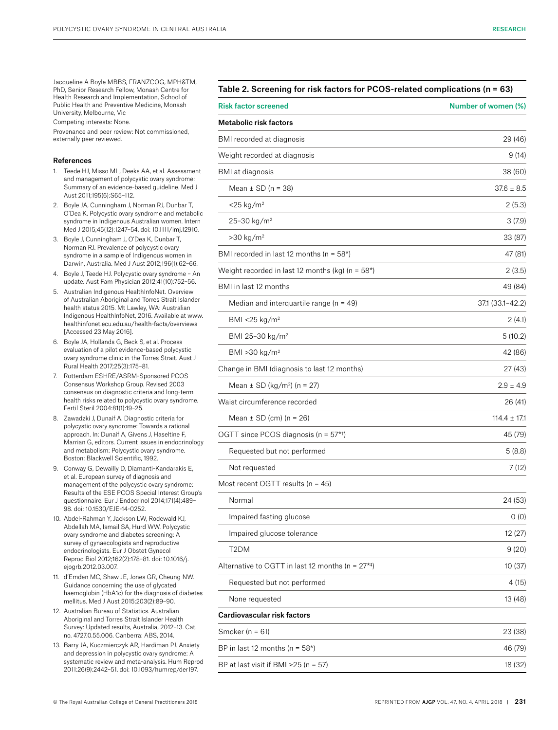Jacqueline A Boyle MBBS, FRANZCOG, MPH&TM, PhD, Senior Research Fellow, Monash Centre for Health Research and Implementation, School of Public Health and Preventive Medicine, Monash University, Melbourne, Vic

Competing interests: None.

Provenance and peer review: Not commissioned, externally peer reviewed.

### References

1. Teede HJ, Misso ML, Deeks AA, et al. Assessment and management of polycystic ovary syndrome: Summary of an evidence-based guideline. Med J Aust 2011;195(6):S65–112.
2. Boyle JA, Cunningham J, Norman RJ, Dunbar T, O'Dea K. Polycystic ovary syndrome and metabolic syndrome in Indigenous Australian women. Intern Med J 2015;45(12):1247–54. doi: 10.1111/imj.12910.
3. Boyle J, Cunningham J, O'Dea K, Dunbar T, Norman RJ. Prevalence of polycystic ovary syndrome in a sample of Indigenous women in Darwin, Australia. Med J Aust 2012;196(1):62–66.
4. Boyle J, Teede HJ. Polycystic ovary syndrome – An update. Aust Fam Physician 2012;41(10):752–56.
5. Australian Indigenous HealthInfoNet. Overview of Australian Aboriginal and Torres Strait Islander health status 2015. Mt Lawley, WA: Australian Indigenous HealthInfoNet, 2016. Available at www.healthinfonet.ecu.edu.au/health-facts/overviews [Accessed 23 May 2016].
6. Boyle JA, Hollands G, Beck S, et al. Process evaluation of a pilot evidence-based polycystic ovary syndrome clinic in the Torres Strait. Aust J Rural Health 2017;25(3):175–81.
7. Rotterdam ESHRE/ASRM-Sponsored PCOS Consensus Workshop Group. Revised 2003 consensus on diagnostic criteria and long-term health risks related to polycystic ovary syndrome. Fertil Steril 2004:81(1):19–25.
8. Zawadzki J, Dunaif A. Diagnostic criteria for polycystic ovary syndrome: Towards a rational approach. In: Dunaif A, Givens J, Haseltine F, Marrian G, editors. Current issues in endocrinology and metabolism: Polycystic ovary syndrome. Boston: Blackwell Scientific, 1992.
9. Conway G, Dewailly D, Diamanti-Kandarakis E, et al. European survey of diagnosis and management of the polycystic ovary syndrome: Results of the ESE PCOS Special Interest Group's questionnaire. Eur J Endocrinol 2014;171(4):489–98. doi: 10.1530/EJE-14-0252.
10. Abdel-Rahman Y, Jackson LW, Rodewald KJ, Abdellah MA, Ismail SA, Hurd WW. Polycystic ovary syndrome and diabetes screening: A survey of gynaecologists and reproductive endocrinologists. Eur J Obstet Gynecol Reprod Biol 2012;162(2):178–81. doi: 10.1016/j.ejogrb.2012.03.007.
11. d'Emden MC, Shaw JE, Jones GR, Cheung NW. Guidance concerning the use of glycated haemoglobin (HbA1c) for the diagnosis of diabetes mellitus. Med J Aust 2015;203(2):89–90.
12. Australian Bureau of Statistics. Australian Aboriginal and Torres Strait Islander Health Survey: Updated results, Australia, 2012–13. Cat. no. 4727.0.55.006. Canberra: ABS, 2014.
13. Barry JA, Kuczmierczyk AR, Hardiman PJ. Anxiety and depression in polycystic ovary syndrome: A systematic review and meta-analysis. Hum Reprod 2011:26(9):2442–51. doi: 10.1093/humrep/der197.

**Table 2. Screening for risk factors for PCOS-related complications (n = 63)**

| Risk factor screened | Number of women (%) |
|---|---|
| **Metabolic risk factors** | |
| BMI recorded at diagnosis | 29 (46) |
| Weight recorded at diagnosis | 9 (14) |
| BMI at diagnosis | 38 (60) |
| Mean ± SD (n = 38) | 37.6 ± 8.5 |
| <25 kg/m$^2$ | 2 (5.3) |
| 25–30 kg/m$^2$ | 3 (7.9) |
| >30 kg/m$^2$ | 33 (87) |
| BMI recorded in last 12 months (n = 58*) | 47 (81) |
| Weight recorded in last 12 months (kg) (n = 58*) | 2 (3.5) |
| BMI in last 12 months | 49 (84) |
| Median and interquartile range (n = 49) | 37.1 (33.1–42.2) |
| BMI <25 kg/m$^2$ | 2 (4.1) |
| BMI 25–30 kg/m$^2$ | 5 (10.2) |
| BMI >30 kg/m$^2$ | 42 (86) |
| Change in BMI (diagnosis to last 12 months) | 27 (43) |
| Mean ± SD (kg/m$^2$) (n = 27) | 2.9 ± 4.9 |
| Waist circumference recorded | 26 (41) |
| Mean ± SD (cm) (n = 26) | 114.4 ± 17.1 |
| OGTT since PCOS diagnosis (n = 57*†) | 45 (79) |
| Requested but not performed | 5 (8.8) |
| Not requested | 7 (12) |
| Most recent OGTT results (n = 45) | |
| Normal | 24 (53) |
| Impaired fasting glucose | 0 (0) |
| Impaired glucose tolerance | 12 (27) |
| T2DM | 9 (20) |
| Alternative to OGTT in last 12 months (n = 27*‡) | 10 (37) |
| Requested but not performed | 4 (15) |
| None requested | 13 (48) |
| **Cardiovascular risk factors** | |
| Smoker (n = 61) | 23 (38) |
| BP in last 12 months (n = 58*) | 46 (79) |
| BP at last visit if BMI ≥25 (n = 57) | 18 (32) |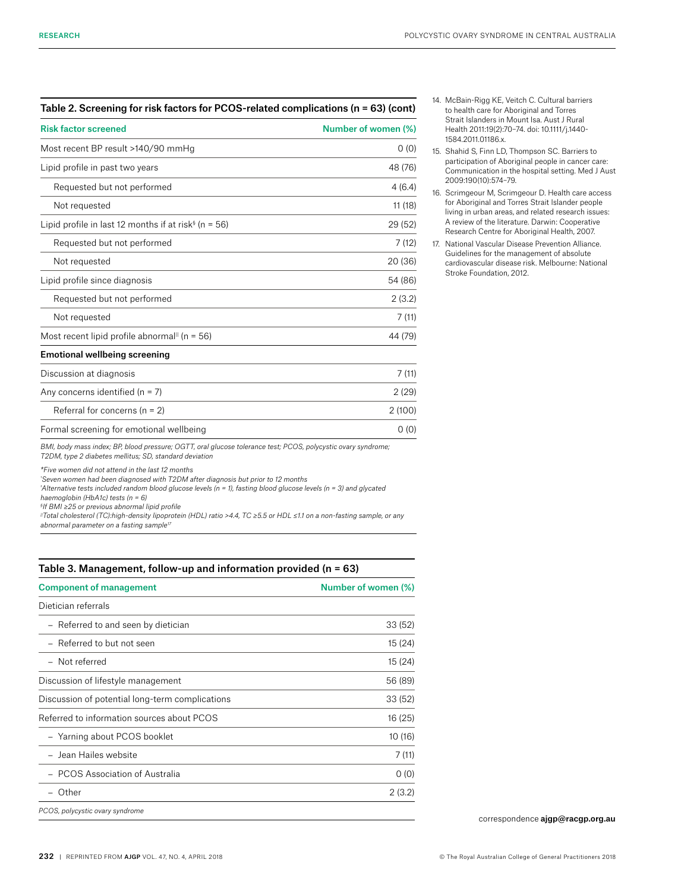**Table 2. Screening for risk factors for PCOS-related complications (n = 63) (cont)**

| Risk factor screened | Number of women (%) |
|---|---|
| Most recent BP result >140/90 mmHg | 0 (0) |
| Lipid profile in past two years | 48 (76) |
| Requested but not performed | 4 (6.4) |
| Not requested | 11 (18) |
| Lipid profile in last 12 months if at risk[§] (n = 56) | 29 (52) |
| Requested but not performed | 7 (12) |
| Not requested | 20 (36) |
| Lipid profile since diagnosis | 54 (86) |
| Requested but not performed | 2 (3.2) |
| Not requested | 7 (11) |
| Most recent lipid profile abnormal[‖] (n = 56) | 44 (79) |
| **Emotional wellbeing screening** | |
| Discussion at diagnosis | 7 (11) |
| Any concerns identified (n = 7) | 2 (29) |
| Referral for concerns (n = 2) | 2 (100) |
| Formal screening for emotional wellbeing | 0 (0) |

*BMI, body mass index; BP, blood pressure; OGTT, oral glucose tolerance test; PCOS, polycystic ovary syndrome; T2DM, type 2 diabetes mellitus; SD, standard deviation*

*\*Five women did not attend in the last 12 months*

*[†]Seven women had been diagnosed with T2DM after diagnosis but prior to 12 months*

*[‡]Alternative tests included random blood glucose levels (n = 1), fasting blood glucose levels (n = 3) and glycated haemoglobin (HbA1c) tests (n = 6)*

*[§]If BMI ≥25 or previous abnormal lipid profile*

*[‖]Total cholesterol (TC):high-density lipoprotein (HDL) ratio >4.4, TC ≥5.5 or HDL ≤1.1 on a non-fasting sample, or any abnormal parameter on a fasting sample[17]*

**Table 3. Management, follow-up and information provided (n = 63)**

| Component of management | Number of women (%) |
|---|---|
| Dietician referrals | |
| – Referred to and seen by dietician | 33 (52) |
| – Referred to but not seen | 15 (24) |
| – Not referred | 15 (24) |
| Discussion of lifestyle management | 56 (89) |
| Discussion of potential long-term complications | 33 (52) |
| Referred to information sources about PCOS | 16 (25) |
| – Yarning about PCOS booklet | 10 (16) |
| – Jean Hailes website | 7 (11) |
| – PCOS Association of Australia | 0 (0) |
| – Other | 2 (3.2) |

*PCOS, polycystic ovary syndrome*

14. McBain-Rigg KE, Veitch C. Cultural barriers to health care for Aboriginal and Torres Strait Islanders in Mount Isa. Aust J Rural Health 2011:19(2):70–74. doi: 10.1111/j.1440-1584.2011.01186.x.
15. Shahid S, Finn LD, Thompson SC. Barriers to participation of Aboriginal people in cancer care: Communication in the hospital setting. Med J Aust 2009:190(10):574–79.
16. Scrimgeour M, Scrimgeour D. Health care access for Aboriginal and Torres Strait Islander people living in urban areas, and related research issues: A review of the literature. Darwin: Cooperative Research Centre for Aboriginal Health, 2007.
17. National Vascular Disease Prevention Alliance. Guidelines for the management of absolute cardiovascular disease risk. Melbourne: National Stroke Foundation, 2012.

correspondence **ajgp@racgp.org.au**